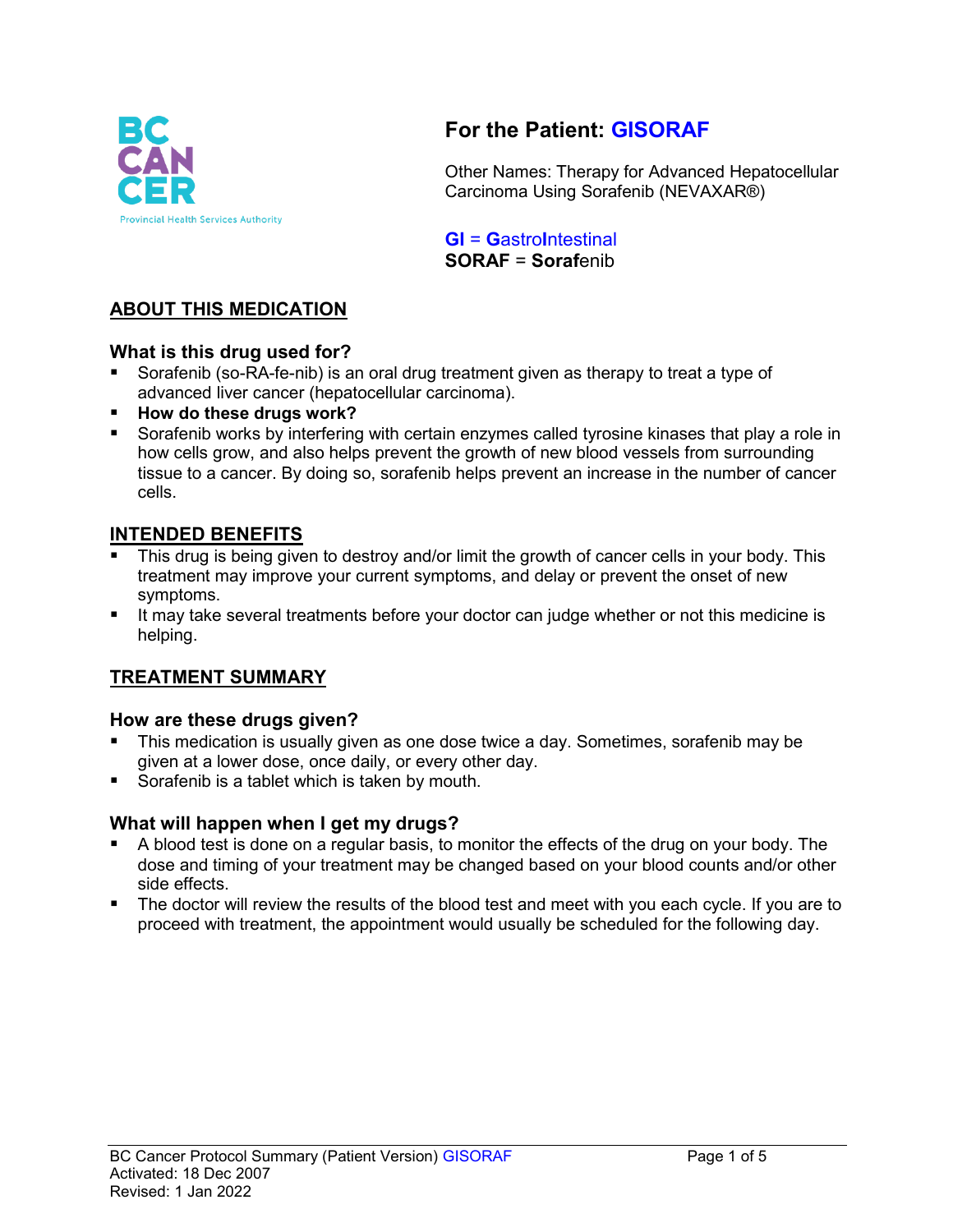BC CANCER

Provincial Health Services Authority

# For the Patient: GISORAF

Other Names: Therapy for Advanced Hepatocellular Carcinoma Using Sorafenib (NEVAXAR®)

**G**I = **G**astro**I**ntestinal
**SORAF** = **Soraf**enib

## ABOUT THIS MEDICATION

### What is this drug used for?

- Sorafenib (so-RA-fe-nib) is an oral drug treatment given as therapy to treat a type of advanced liver cancer (hepatocellular carcinoma).
- **How do these drugs work?**
- Sorafenib works by interfering with certain enzymes called tyrosine kinases that play a role in how cells grow, and also helps prevent the growth of new blood vessels from surrounding tissue to a cancer. By doing so, sorafenib helps prevent an increase in the number of cancer cells.

## INTENDED BENEFITS

- This drug is being given to destroy and/or limit the growth of cancer cells in your body. This treatment may improve your current symptoms, and delay or prevent the onset of new symptoms.
- It may take several treatments before your doctor can judge whether or not this medicine is helping.

## TREATMENT SUMMARY

### How are these drugs given?

- This medication is usually given as one dose twice a day. Sometimes, sorafenib may be given at a lower dose, once daily, or every other day.
- Sorafenib is a tablet which is taken by mouth.

### What will happen when I get my drugs?

- A blood test is done on a regular basis, to monitor the effects of the drug on your body. The dose and timing of your treatment may be changed based on your blood counts and/or other side effects.
- The doctor will review the results of the blood test and meet with you each cycle. If you are to proceed with treatment, the appointment would usually be scheduled for the following day.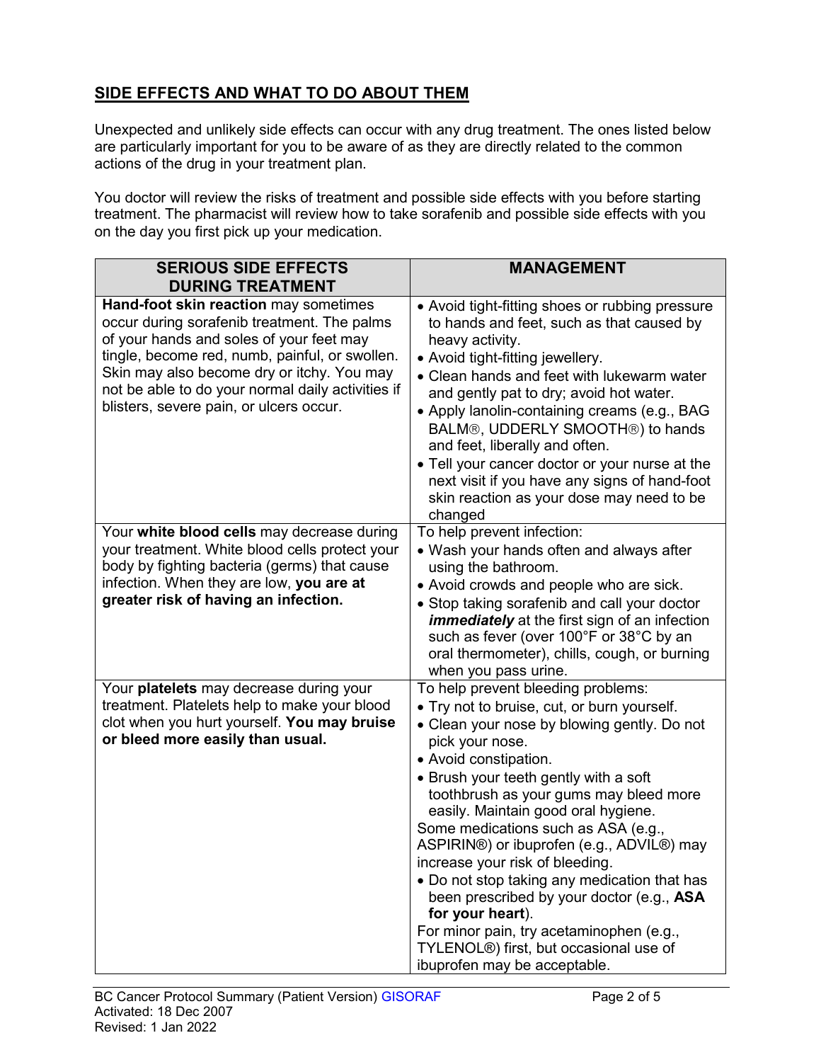## SIDE EFFECTS AND WHAT TO DO ABOUT THEM

Unexpected and unlikely side effects can occur with any drug treatment. The ones listed below are particularly important for you to be aware of as they are directly related to the common actions of the drug in your treatment plan.

You doctor will review the risks of treatment and possible side effects with you before starting treatment. The pharmacist will review how to take sorafenib and possible side effects with you on the day you first pick up your medication.

| SERIOUS SIDE EFFECTS DURING TREATMENT | MANAGEMENT |
| --- | --- |
| **Hand-foot skin reaction** may sometimes occur during sorafenib treatment. The palms of your hands and soles of your feet may tingle, become red, numb, painful, or swollen. Skin may also become dry or itchy. You may not be able to do your normal daily activities if blisters, severe pain, or ulcers occur. | • Avoid tight-fitting shoes or rubbing pressure to hands and feet, such as that caused by heavy activity.<br>• Avoid tight-fitting jewellery.<br>• Clean hands and feet with lukewarm water and gently pat to dry; avoid hot water.<br>• Apply lanolin-containing creams (e.g., BAG BALM®, UDDERLY SMOOTH®) to hands and feet, liberally and often.<br>• Tell your cancer doctor or your nurse at the next visit if you have any signs of hand-foot skin reaction as your dose may need to be changed |
| Your **white blood cells** may decrease during your treatment. White blood cells protect your body by fighting bacteria (germs) that cause infection. When they are low, **you are at greater risk of having an infection.** | To help prevent infection:<br>• Wash your hands often and always after using the bathroom.<br>• Avoid crowds and people who are sick.<br>• Stop taking sorafenib and call your doctor ***immediately*** at the first sign of an infection such as fever (over 100°F or 38°C by an oral thermometer), chills, cough, or burning when you pass urine. |
| Your **platelets** may decrease during your treatment. Platelets help to make your blood clot when you hurt yourself. **You may bruise or bleed more easily than usual.** | To help prevent bleeding problems:<br>• Try not to bruise, cut, or burn yourself.<br>• Clean your nose by blowing gently. Do not pick your nose.<br>• Avoid constipation.<br>• Brush your teeth gently with a soft toothbrush as your gums may bleed more easily. Maintain good oral hygiene.<br>Some medications such as ASA (e.g., ASPIRIN®) or ibuprofen (e.g., ADVIL®) may increase your risk of bleeding.<br>• Do not stop taking any medication that has been prescribed by your doctor (e.g., **ASA for your heart**).<br>For minor pain, try acetaminophen (e.g., TYLENOL®) first, but occasional use of ibuprofen may be acceptable. |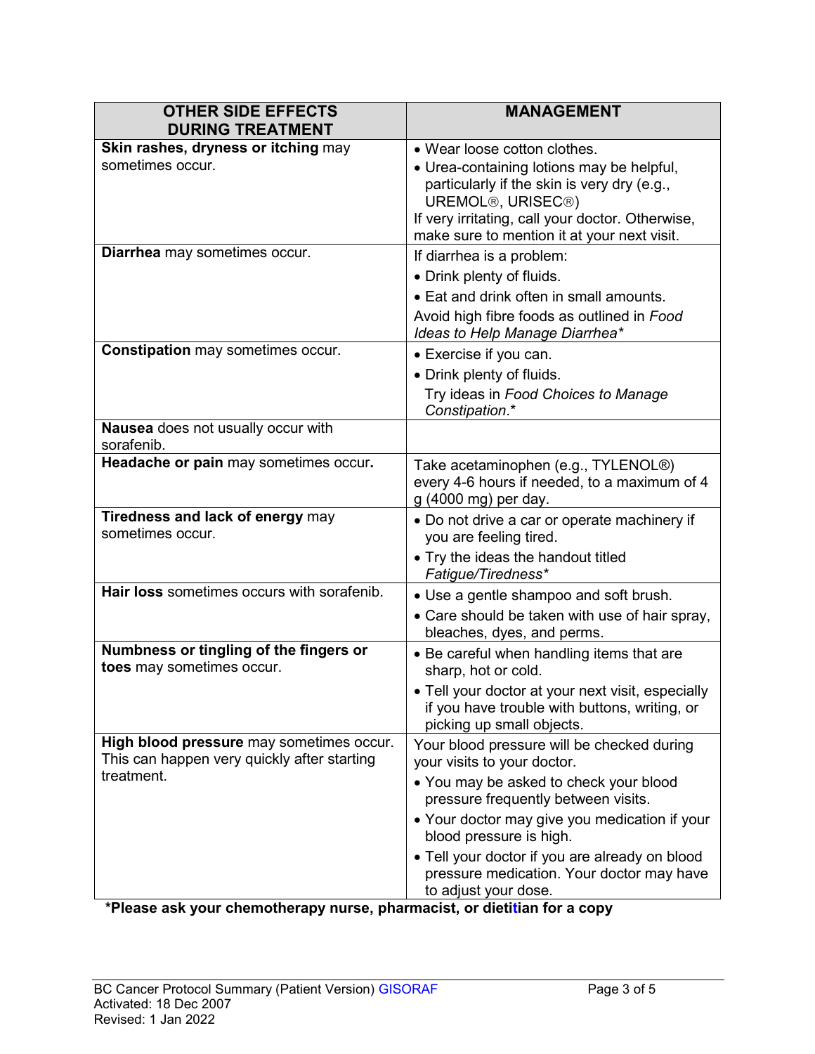| **OTHER SIDE EFFECTS DURING TREATMENT** | **MANAGEMENT** |
|---|---|
| **Skin rashes, dryness or itching** may sometimes occur. | • Wear loose cotton clothes.<br>• Urea-containing lotions may be helpful, particularly if the skin is very dry (e.g., UREMOL®, URISEC®)<br>If very irritating, call your doctor. Otherwise, make sure to mention it at your next visit. |
| **Diarrhea** may sometimes occur. | If diarrhea is a problem:<br>• Drink plenty of fluids.<br>• Eat and drink often in small amounts.<br>Avoid high fibre foods as outlined in *Food Ideas to Help Manage Diarrhea\** |
| **Constipation** may sometimes occur. | • Exercise if you can.<br>• Drink plenty of fluids.<br>Try ideas in *Food Choices to Manage Constipation*.\* |
| **Nausea** does not usually occur with sorafenib. | |
| **Headache or pain** may sometimes occur**.** | Take acetaminophen (e.g., TYLENOL®) every 4-6 hours if needed, to a maximum of 4 g (4000 mg) per day. |
| **Tiredness and lack of energy** may sometimes occur. | • Do not drive a car or operate machinery if you are feeling tired.<br>• Try the ideas the handout titled *Fatigue/Tiredness\** |
| **Hair loss** sometimes occurs with sorafenib. | • Use a gentle shampoo and soft brush.<br>• Care should be taken with use of hair spray, bleaches, dyes, and perms. |
| **Numbness or tingling of the fingers or toes** may sometimes occur. | • Be careful when handling items that are sharp, hot or cold.<br>• Tell your doctor at your next visit, especially if you have trouble with buttons, writing, or picking up small objects. |
| **High blood pressure** may sometimes occur. This can happen very quickly after starting treatment. | Your blood pressure will be checked during your visits to your doctor.<br>• You may be asked to check your blood pressure frequently between visits.<br>• Your doctor may give you medication if your blood pressure is high.<br>• Tell your doctor if you are already on blood pressure medication. Your doctor may have to adjust your dose. |

**\*Please ask your chemotherapy nurse, pharmacist, or dietitian for a copy**

BC Cancer Protocol Summary (Patient Version) GISORAF
Activated: 18 Dec 2007
Revised: 1 Jan 2022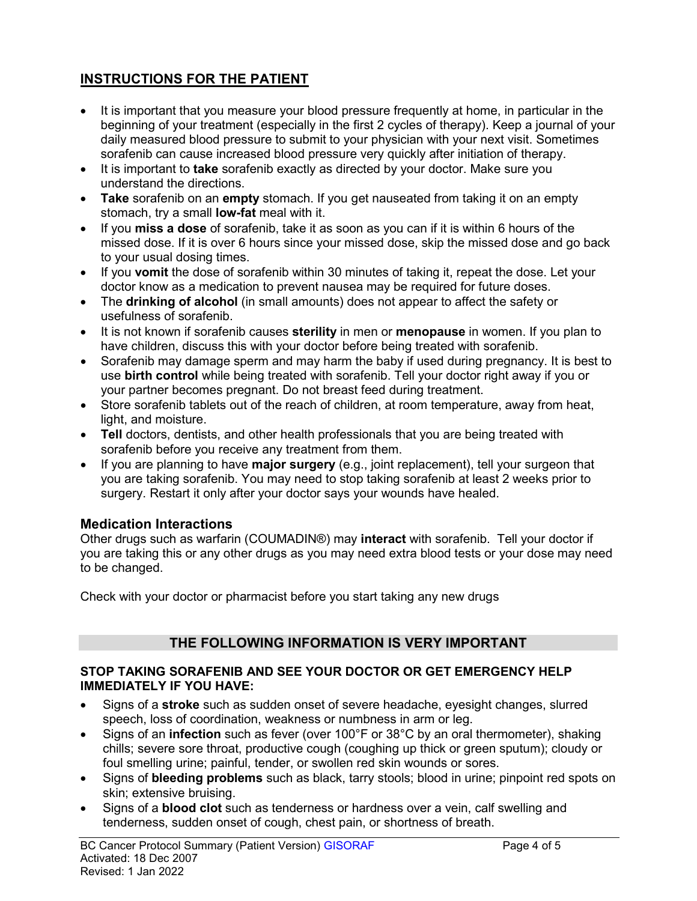## INSTRUCTIONS FOR THE PATIENT

- It is important that you measure your blood pressure frequently at home, in particular in the beginning of your treatment (especially in the first 2 cycles of therapy). Keep a journal of your daily measured blood pressure to submit to your physician with your next visit. Sometimes sorafenib can cause increased blood pressure very quickly after initiation of therapy.
- It is important to **take** sorafenib exactly as directed by your doctor. Make sure you understand the directions.
- **Take** sorafenib on an **empty** stomach. If you get nauseated from taking it on an empty stomach, try a small **low-fat** meal with it.
- If you **miss a dose** of sorafenib, take it as soon as you can if it is within 6 hours of the missed dose. If it is over 6 hours since your missed dose, skip the missed dose and go back to your usual dosing times.
- If you **vomit** the dose of sorafenib within 30 minutes of taking it, repeat the dose. Let your doctor know as a medication to prevent nausea may be required for future doses.
- The **drinking of alcohol** (in small amounts) does not appear to affect the safety or usefulness of sorafenib.
- It is not known if sorafenib causes **sterility** in men or **menopause** in women. If you plan to have children, discuss this with your doctor before being treated with sorafenib.
- Sorafenib may damage sperm and may harm the baby if used during pregnancy. It is best to use **birth control** while being treated with sorafenib. Tell your doctor right away if you or your partner becomes pregnant. Do not breast feed during treatment.
- Store sorafenib tablets out of the reach of children, at room temperature, away from heat, light, and moisture.
- **Tell** doctors, dentists, and other health professionals that you are being treated with sorafenib before you receive any treatment from them.
- If you are planning to have **major surgery** (e.g., joint replacement), tell your surgeon that you are taking sorafenib. You may need to stop taking sorafenib at least 2 weeks prior to surgery. Restart it only after your doctor says your wounds have healed.

### Medication Interactions

Other drugs such as warfarin (COUMADIN®) may **interact** with sorafenib. Tell your doctor if you are taking this or any other drugs as you may need extra blood tests or your dose may need to be changed.

Check with your doctor or pharmacist before you start taking any new drugs

## THE FOLLOWING INFORMATION IS VERY IMPORTANT

**STOP TAKING SORAFENIB AND SEE YOUR DOCTOR OR GET EMERGENCY HELP IMMEDIATELY IF YOU HAVE:**

- Signs of a **stroke** such as sudden onset of severe headache, eyesight changes, slurred speech, loss of coordination, weakness or numbness in arm or leg.
- Signs of an **infection** such as fever (over 100°F or 38°C by an oral thermometer), shaking chills; severe sore throat, productive cough (coughing up thick or green sputum); cloudy or foul smelling urine; painful, tender, or swollen red skin wounds or sores.
- Signs of **bleeding problems** such as black, tarry stools; blood in urine; pinpoint red spots on skin; extensive bruising.
- Signs of a **blood clot** such as tenderness or hardness over a vein, calf swelling and tenderness, sudden onset of cough, chest pain, or shortness of breath.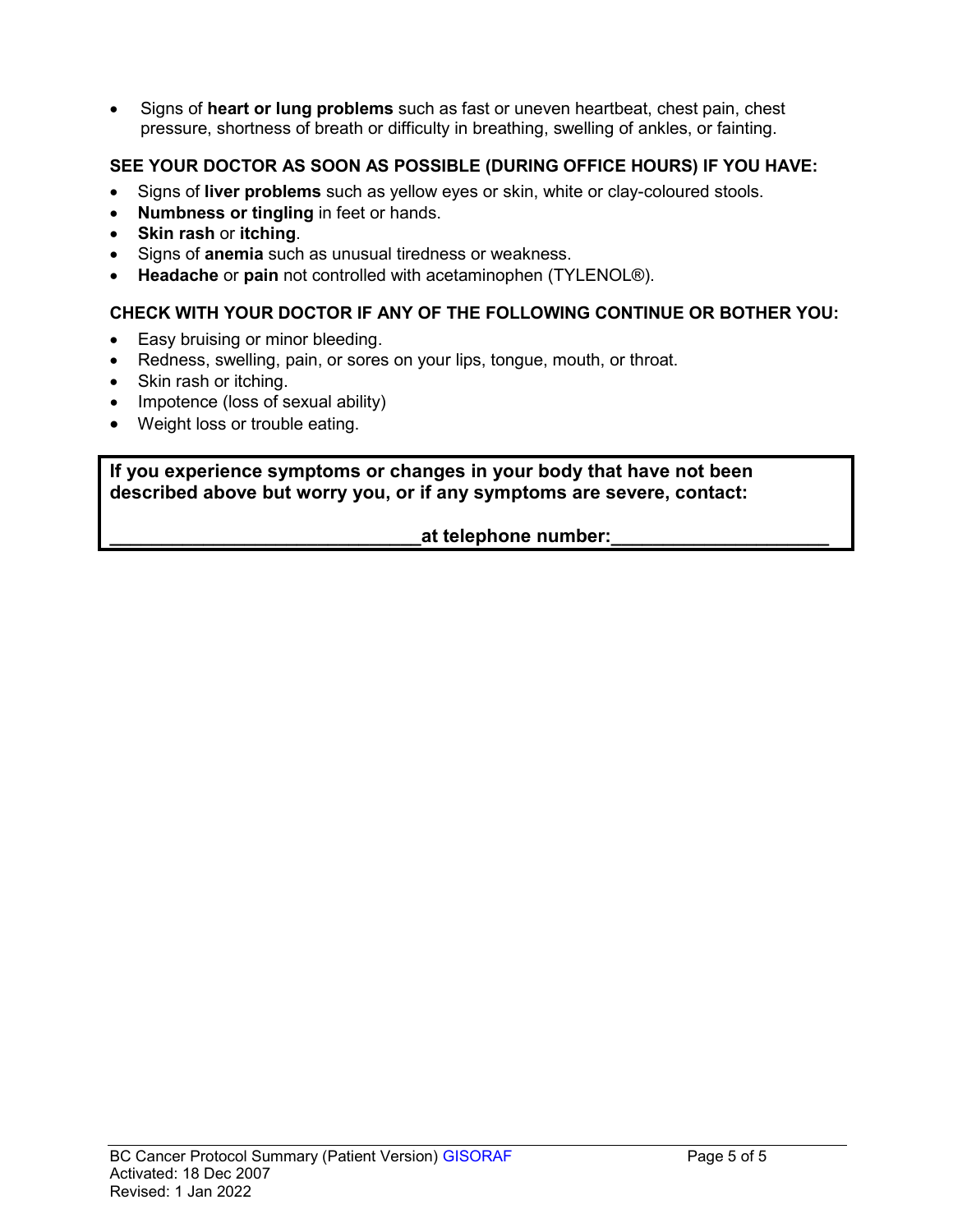- Signs of **heart or lung problems** such as fast or uneven heartbeat, chest pain, chest pressure, shortness of breath or difficulty in breathing, swelling of ankles, or fainting.

**SEE YOUR DOCTOR AS SOON AS POSSIBLE (DURING OFFICE HOURS) IF YOU HAVE:**

- Signs of **liver problems** such as yellow eyes or skin, white or clay-coloured stools.
- **Numbness or tingling** in feet or hands.
- **Skin rash** or **itching**.
- Signs of **anemia** such as unusual tiredness or weakness.
- **Headache** or **pain** not controlled with acetaminophen (TYLENOL®).

**CHECK WITH YOUR DOCTOR IF ANY OF THE FOLLOWING CONTINUE OR BOTHER YOU:**

- Easy bruising or minor bleeding.
- Redness, swelling, pain, or sores on your lips, tongue, mouth, or throat.
- Skin rash or itching.
- Impotence (loss of sexual ability)
- Weight loss or trouble eating.

**If you experience symptoms or changes in your body that have not been described above but worry you, or if any symptoms are severe, contact:**

**______________________________at telephone number:____________________**

BC Cancer Protocol Summary (Patient Version) GISORAF
Activated: 18 Dec 2007
Revised: 1 Jan 2022